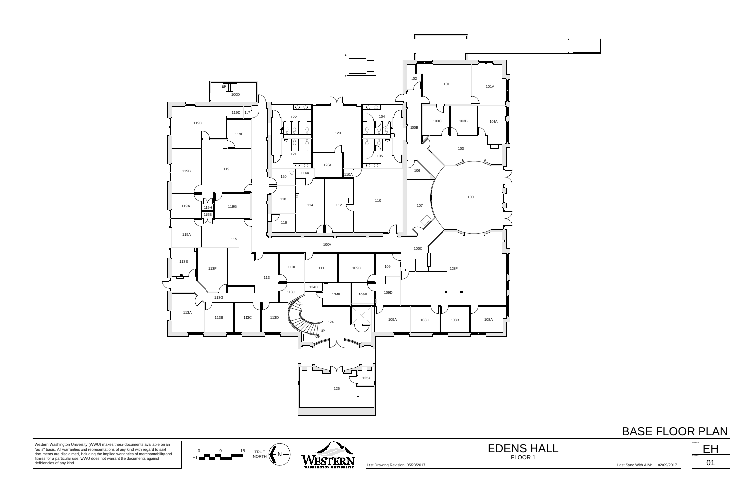# BASE FLOOR PLAN

100D, 119D, 117, 119C, 119E, 119, 119B, 119A, 119H, 115B, 119G, 115A, 115, 113E, 113F, 113G, 113A, 113B, 113C, 113D, 113, 113I, 113J, 122, 121, 123, 123A, 104, 105, 114A, 110A, 120, 118, 114, 112, 110, 116, 100A, 111, 109C, 109, 124C, 124B, 109B, 109D, 124, 109A, 108C, 108B, 108A, 108F, 100C, 107, 106, 100, 103, 100B, 102, 101, 101A, 103C, 103B, 103A, 125, 125A

UP

Western Washington University (WWU) makes these documents available on an "as is" basis. All warranties and representations of any kind with regard to said documents are disclaimed, including the implied warranties of merchantability and fitness for a particular use. WWU does not warrant the documents against deficiencies of any kind.

FT 0 9 18

TRUE NORTH N

WESTERN WASHINGTON UNIVERSITY

## EDENS HALL

FLOOR 1

Last Drawing Revision: 05/23/2017

Last Sync With AIM: 02/09/2017

Building: EH

Floor: 01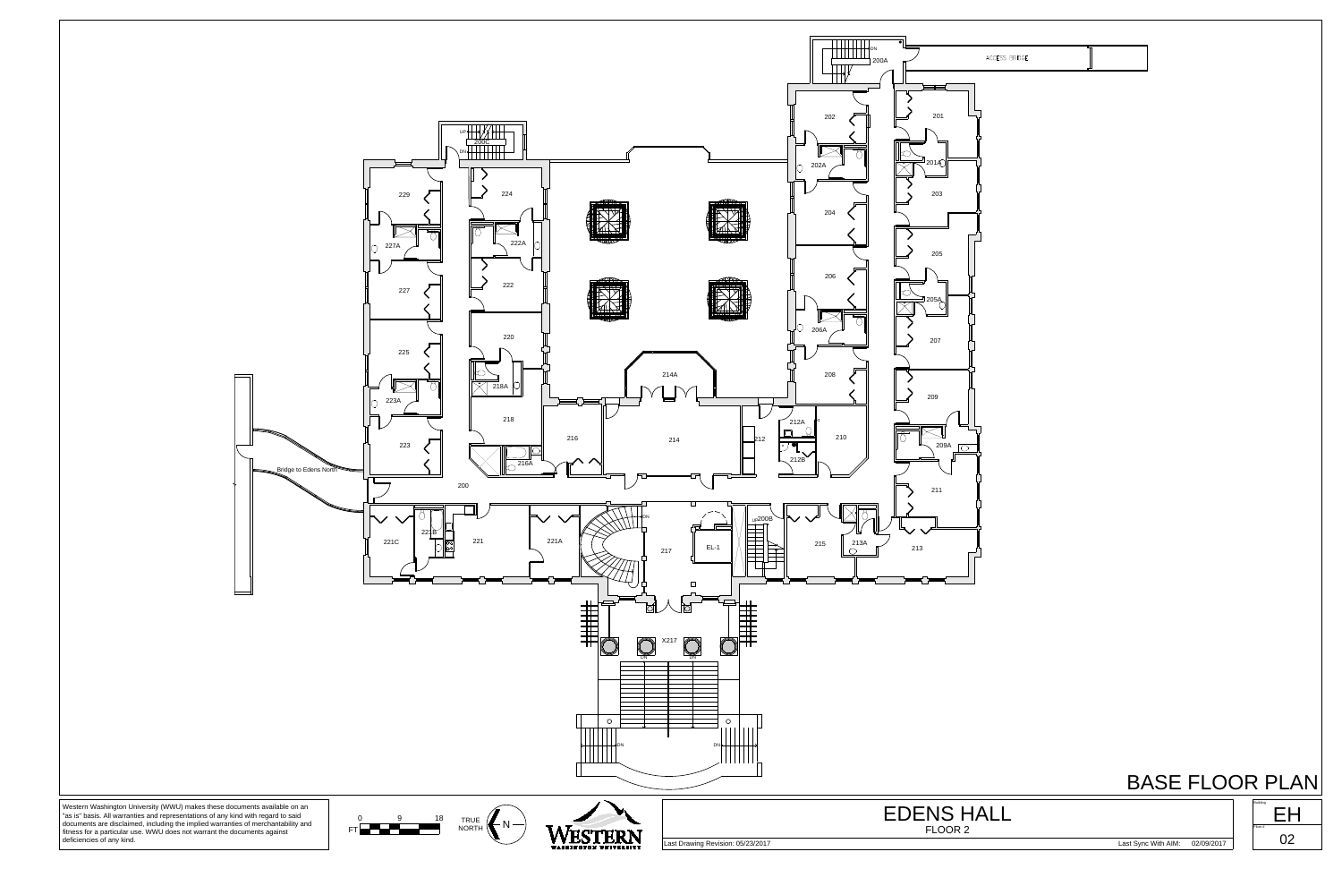# BASE FLOOR PLAN

Western Washington University (WWU) makes these documents available on an "as is" basis. All warranties and representations of any kind with regard to said documents are disclaimed, including the implied warranties of merchantability and fitness for a particular use. WWU does not warrant the documents against deficiencies of any kind.

0 9 18 FT

TRUE NORTH N

WESTERN WASHINGTON UNIVERSITY

## EDENS HALL

FLOOR 2

Last Drawing Revision: 05/23/2017

Last Sync With AIM: 02/09/2017

Building: EH

Floor: 02

200A, ACCESS BRIDGE, 200C, 201, 201A, 202, 202A, 203, 204, 205, 205A, 206, 206A, 207, 208, 209, 209A, 210, 211, 212, 212A, 212B, 213, 213A, 214, 214A, 215, 216, 216A, 217, 218, 218A, 220, 221, 221A, 221B, 221C, 222, 222A, 223, 223A, 224, 225, 227, 227A, 229, 200, 200B, EL-1, X217, Bridge to Edens North, UP, DN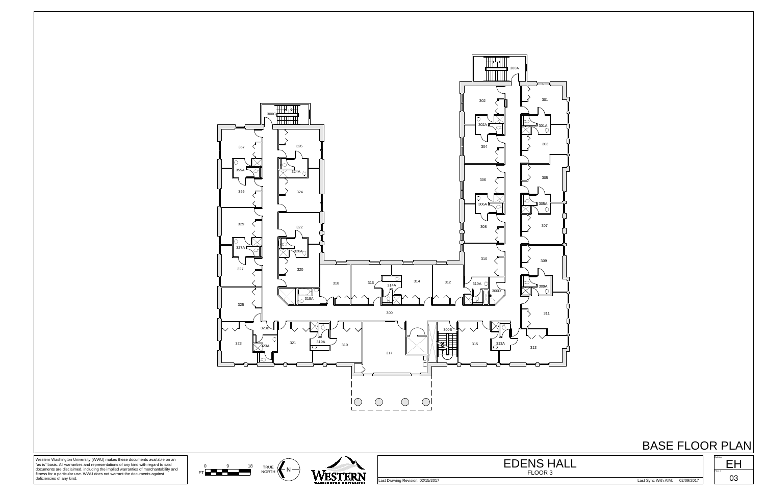300A

302 301

302A 301A

304 303

306 305

306A 305A

308 307

310 309

310A 300D 309A

318 316 314A 314 312

318A

300 311

300B

300C

357 326

355A 324A

355 324

329 322

327A 320A

327 320

325

323B

323 323A 321 319A 319 317 315 313A 313

# BASE FLOOR PLAN

Western Washington University (WWU) makes these documents available on an "as is" basis. All warranties and representations of any kind with regard to said documents are disclaimed, including the implied warranties of merchantability and fitness for a particular use. WWU does not warrant the documents against deficiencies of any kind.

FT 0 9 18

TRUE NORTH N

WESTERN WASHINGTON UNIVERSITY

## EDENS HALL

FLOOR 3

Last Drawing Revision: 02/15/2017

Last Sync With AIM: 02/09/2017

Building: EH

Floor #: 03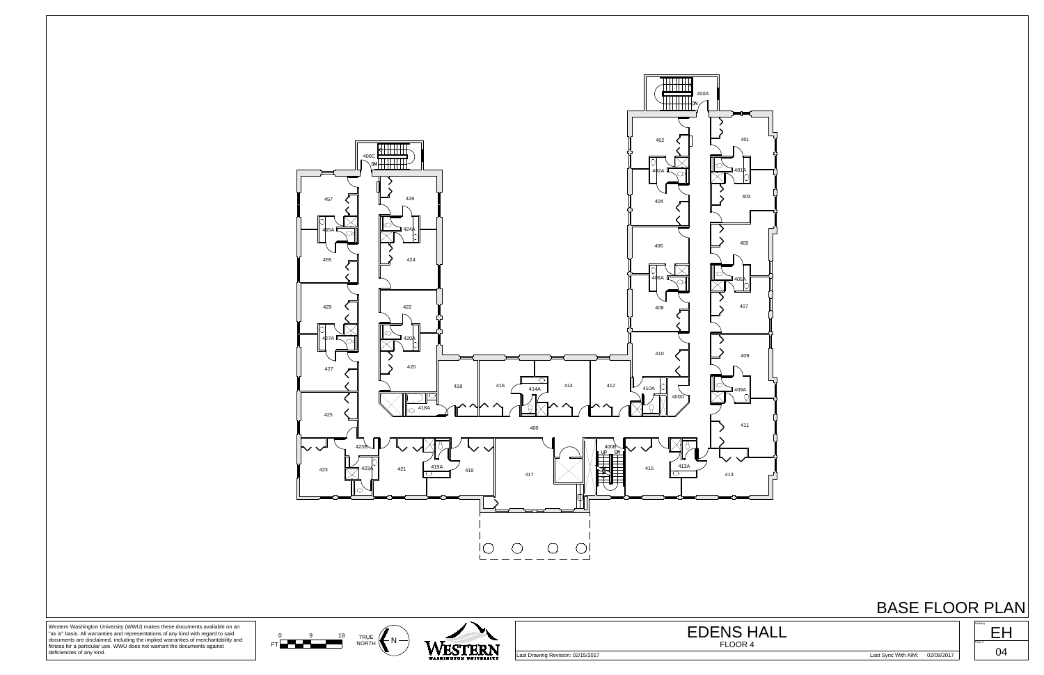# BASE FLOOR PLAN

400A
DN
400C
DN
402
401
402A
401A
403
404
457
426
455A
424A
406
405
455
424
406A
405A
408
407
429
422
427A
420A
410
409
427
420
418
416
414A
414
412
410A
400D
409A
418A
425
400
411
423B
400B
UP DN
423
423A
421
419A
419
417
415
413A
413

Western Washington University (WWU) makes these documents available on an "as is" basis. All warranties and representations of any kind with regard to said documents are disclaimed, including the implied warranties of merchantability and fitness for a particular use. WWU does not warrant the documents against deficiencies of any kind.

0 9 18
FT

TRUE NORTH
N

WESTERN WASHINGTON UNIVERSITY

## EDENS HALL

FLOOR 4

Last Drawing Revision: 02/15/2017

Last Sync With AIM: 02/09/2017

EH

04